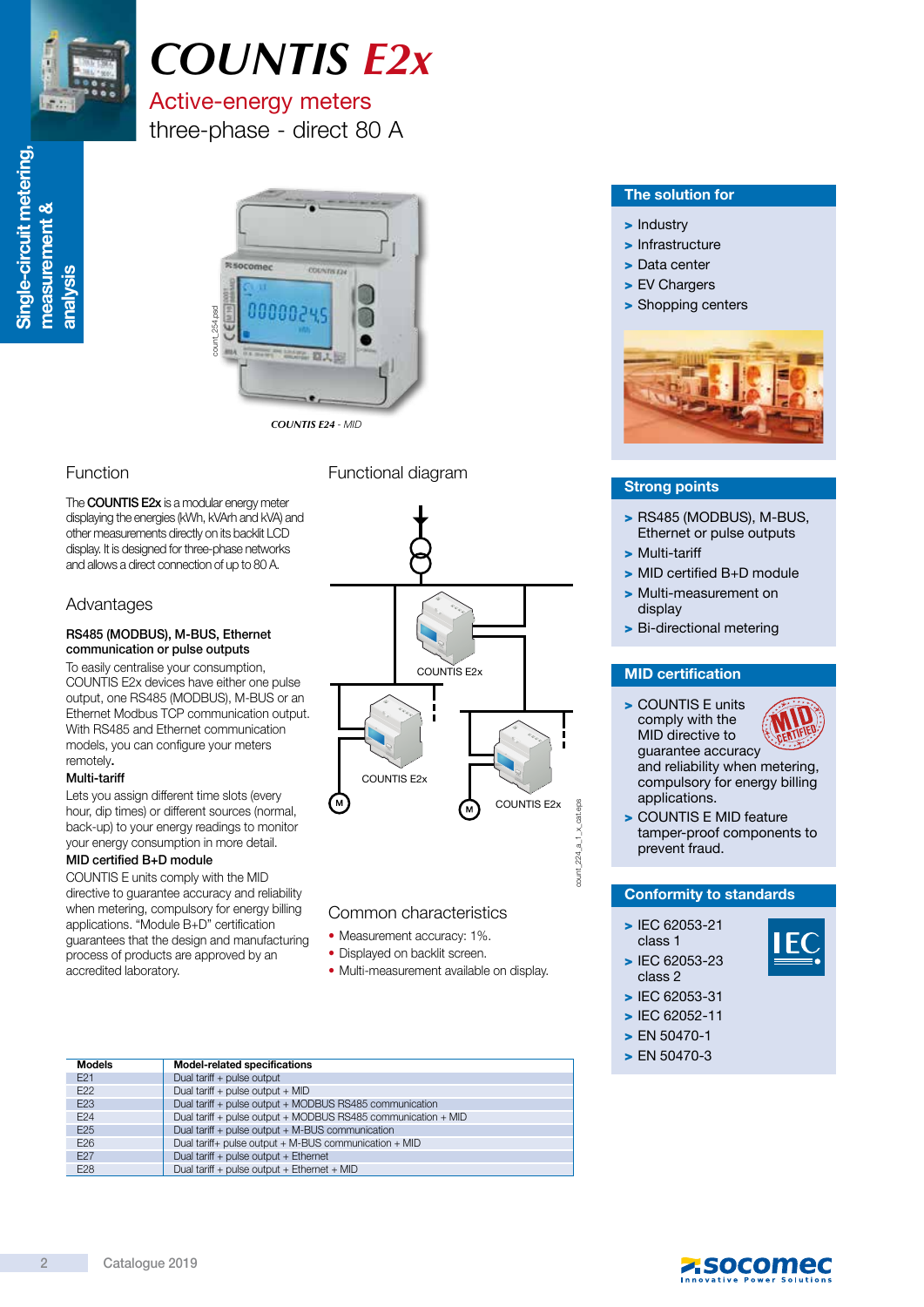Single-circuit metering, measurement & analysis

# COUNTIS E2x

## Active-energy meters

three-phase - direct 80 A

*COUNTIS E24 - MID*

### The solution for

- Industry
- Infrastructure
- Data center
- EV Chargers
- Shopping centers

### Strong points

- RS485 (MODBUS), M-BUS, Ethernet or pulse outputs
- Multi-tariff
- MID certified B+D module
- Multi-measurement on display
- Bi-directional metering

### MID certification

- COUNTIS E units comply with the MID directive to guarantee accuracy and reliability when metering, compulsory for energy billing applications.
- COUNTIS E MID feature tamper-proof components to prevent fraud.

### Conformity to standards

- IEC 62053-21 class 1
- IEC 62053-23 class 2
- IEC 62053-31
- IEC 62052-11
- EN 50470-1
- EN 50470-3

## Function

The **COUNTIS E2x** is a modular energy meter displaying the energies (kWh, kVArh and kVA) and other measurements directly on its backlit LCD display. It is designed for three-phase networks and allows a direct connection of up to 80 A.

## Advantages

**RS485 (MODBUS), M-BUS, Ethernet communication or pulse outputs**

To easily centralise your consumption, COUNTIS E2x devices have either one pulse output, one RS485 (MODBUS), M-BUS or an Ethernet Modbus TCP communication output. With RS485 and Ethernet communication models, you can configure your meters remotely.

**Multi-tariff**

Lets you assign different time slots (every hour, dip times) or different sources (normal, back-up) to your energy readings to monitor your energy consumption in more detail.

**MID certified B+D module**

COUNTIS E units comply with the MID directive to guarantee accuracy and reliability when metering, compulsory for energy billing applications. "Module B+D" certification guarantees that the design and manufacturing process of products are approved by an accredited laboratory.

## Functional diagram

COUNTIS E2x

COUNTIS E2x

COUNTIS E2x

## Common characteristics

- Measurement accuracy: 1%.
- Displayed on backlit screen.
- Multi-measurement available on display.

| Models | Model-related specifications |
|---|---|
| E21 | Dual tariff + pulse output |
| E22 | Dual tariff + pulse output + MID |
| E23 | Dual tariff + pulse output + MODBUS RS485 communication |
| E24 | Dual tariff + pulse output + MODBUS RS485 communication + MID |
| E25 | Dual tariff + pulse output + M-BUS communication |
| E26 | Dual tariff+ pulse output + M-BUS communication + MID |
| E27 | Dual tariff + pulse output + Ethernet |
| E28 | Dual tariff + pulse output + Ethernet + MID |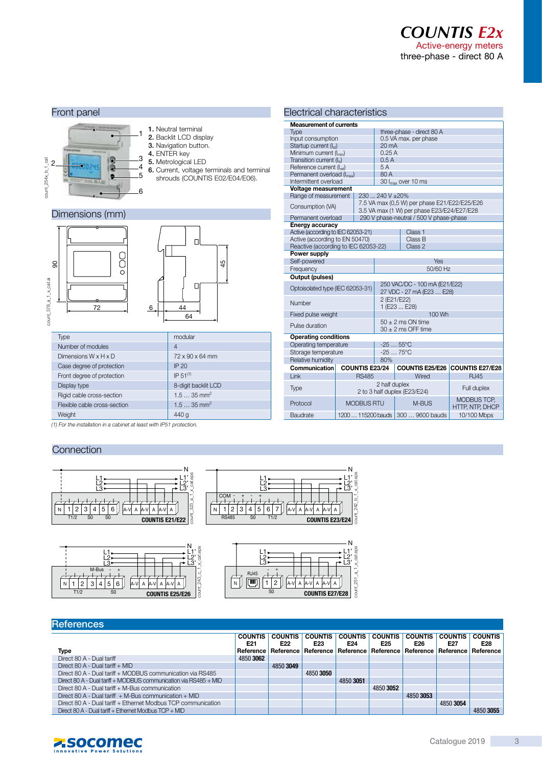# COUNTIS E2x

Active-energy meters

three-phase - direct 80 A

## Front panel

1. Neutral terminal
2. Backlit LCD display
3. Navigation button.
4. ENTER key
5. Metrological LED
6. Current, voltage terminals and terminal shrouds (COUNTIS E02/E04/E06).

## Dimensions (mm)

90
72
45
6
44
64

| | |
|---|---|
| Type | modular |
| Number of modules | 4 |
| Dimensions W x H x D | 72 x 90 x 64 mm |
| Case degree of protection | IP 20 |
| Front degree of protection | IP 51 [1] |
| Display type | 8-digit backlit LCD |
| Rigid cable cross-section | 1.5 … 35 mm² |
| Flexible cable cross-section | 1.5 … 35 mm² |
| Weight | 440 g |

*(1) For the installation in a cabinet at least with IP51 protection.*

## Electrical characteristics

| | |
|---|---|
| **Measurement of currents** | |
| Type | three-phase - direct 80 A |
| Input consumption | 0.5 VA max. per phase |
| Startup current ($I_{st}$) | 20 mA |
| Minimum current ($I_{min}$) | 0.25 A |
| Transition current ($I_{tr}$) | 0.5 A |
| Reference current ($I_{ref}$) | 5 A |
| Permanent overload ($I_{max}$) | 80 A |
| Intermittent overload | 30 $I_{max}$ over 10 ms |
| **Voltage measurement** | |
| Range of measurement | 230 … 240 V ±20% |
| Consumption (VA) | 7.5 VA max (0,5 W) per phase E21/E22/E25/E26<br>3.5 VA max (1 W) per phase E23/E24/E27/E28 |
| Permanent overload | 290 V phase-neutral / 500 V phase-phase |
| **Energy accuracy** | |
| Active (according to IEC 62053-21) | Class 1 |
| Active (according to EN 50470) | Class B |
| Reactive (according to IEC 62053-22) | Class 2 |
| **Power supply** | |
| Self-powered | Yes |
| Frequency | 50/60 Hz |
| **Output (pulses)** | |
| Optoisolated type (IEC 62053-31) | 250 VAC/DC - 100 mA (E21/E22)<br>27 VDC - 27 mA (E23 … E28) |
| Number | 2 (E21/E22)<br>1 (E23 … E28) |
| Fixed pulse weight | 100 Wh |
| Pulse duration | 50 ± 2 ms ON time<br>30 ± 2 ms OFF time |
| **Operating conditions** | |
| Operating temperature | -25 … 55°C |
| Storage temperature | -25 … 75°C |
| Relative humidity | 80% |

| **Communication** | **COUNTIS E23/24** | **COUNTIS E25/E26** | **COUNTIS E27/E28** |
|---|---|---|---|
| Link | RS485 | Wired | RJ45 |
| Type | 2 half duplex<br>2 to 3 half duplex (E23/E24) | | Full duplex |
| Protocol | MODBUS RTU | M-BUS | MODBUS TCP, HTTP, NTP, DHCP |
| Baudrate | 1200 … 115200 bauds | 300 … 9600 bauds | 10/100 Mbps |

## Connection

COUNTIS E21/E22

COUNTIS E23/E24

COUNTIS E25/E26

COUNTIS E27/E28

## References

| Type | COUNTIS E21 Reference | COUNTIS E22 Reference | COUNTIS E23 Reference | COUNTIS E24 Reference | COUNTIS E25 Reference | COUNTIS E26 Reference | COUNTIS E27 Reference | COUNTIS E28 Reference |
|---|---|---|---|---|---|---|---|---|
| Direct 80 A - Dual tariff | 4850 **3062** | | | | | | | |
| Direct 80 A - Dual tariff + MID | | 4850 **3049** | | | | | | |
| Direct 80 A - Dual tariff + MODBUS communication via RS485 | | | 4850 **3050** | | | | | |
| Direct 80 A - Dual tariff + MODBUS communication via RS485 + MID | | | | 4850 **3051** | | | | |
| Direct 80 A - Dual tariff + M-Bus communication | | | | | 4850 **3052** | | | |
| Direct 80 A - Dual tariff + M-Bus communication + MID | | | | | | 4850 **3053** | | |
| Direct 80 A - Dual tariff + Ethernet Modbus TCP communication | | | | | | | 4850 **3054** | |
| Direct 80 A - Dual tariff + Ethernet Modbus TCP + MID | | | | | | | | 4850 **3055** |